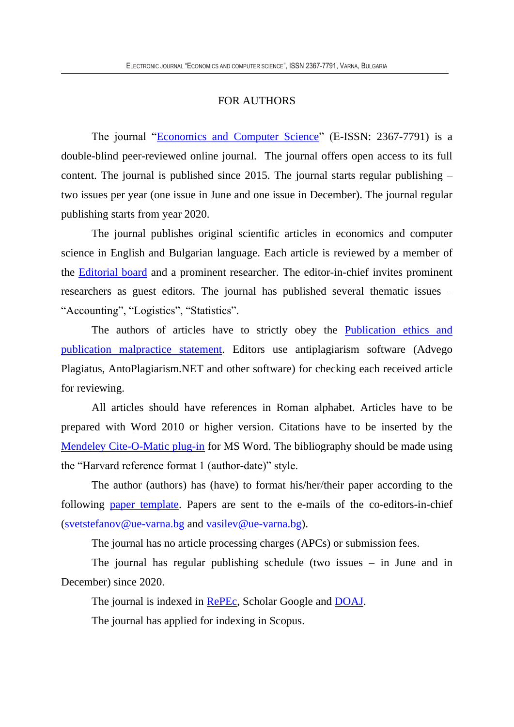# FOR AUTHORS

The journal "Economics and Computer Science" (E-ISSN: 2367-7791) is a double-blind peer-reviewed online journal. The journal offers open access to its full content. The journal is published since 2015. The journal starts regular publishing – two issues per year (one issue in June and one issue in December). The journal regular publishing starts from year 2020.

The journal publishes original scientific articles in economics and computer science in English and Bulgarian language. Each article is reviewed by a member of the Editorial board and a prominent researcher. The editor-in-chief invites prominent researchers as guest editors. The journal has published several thematic issues – "Accounting", "Logistics", "Statistics".

The authors of articles have to strictly obey the Publication ethics and publication malpractice statement. Editors use antiplagiarism software (Advego Plagiatus, AntoPlagiarism.NET and other software) for checking each received article for reviewing.

All articles should have references in Roman alphabet. Articles have to be prepared with Word 2010 or higher version. Citations have to be inserted by the Mendeley Cite-O-Matic plug-in for MS Word. The bibliography should be made using the "Harvard reference format 1 (author-date)" style.

The author (authors) has (have) to format his/her/their paper according to the following paper template. Papers are sent to the e-mails of the co-editors-in-chief (svetstefanov@ue-varna.bg and vasilev@ue-varna.bg).

The journal has no article processing charges (APCs) or submission fees.

The journal has regular publishing schedule (two issues – in June and in December) since 2020.

The journal is indexed in RePEc, Scholar Google and DOAJ.

The journal has applied for indexing in Scopus.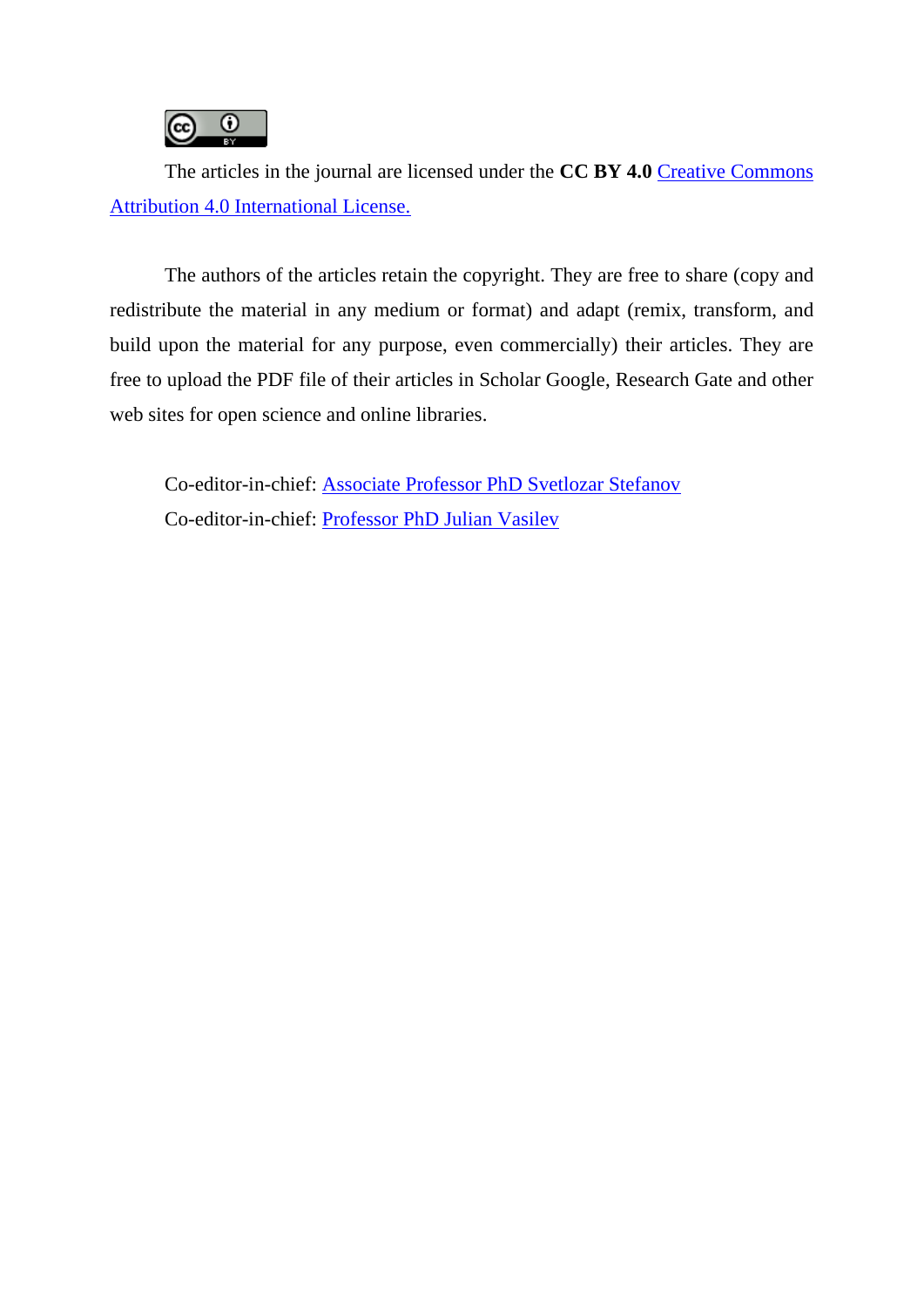The articles in the journal are licensed under the **CC BY 4.0** Creative Commons Attribution 4.0 International License.

The authors of the articles retain the copyright. They are free to share (copy and redistribute the material in any medium or format) and adapt (remix, transform, and build upon the material for any purpose, even commercially) their articles. They are free to upload the PDF file of their articles in Scholar Google, Research Gate and other web sites for open science and online libraries.

Co-editor-in-chief: Associate Professor PhD Svetlozar Stefanov
Co-editor-in-chief: Professor PhD Julian Vasilev